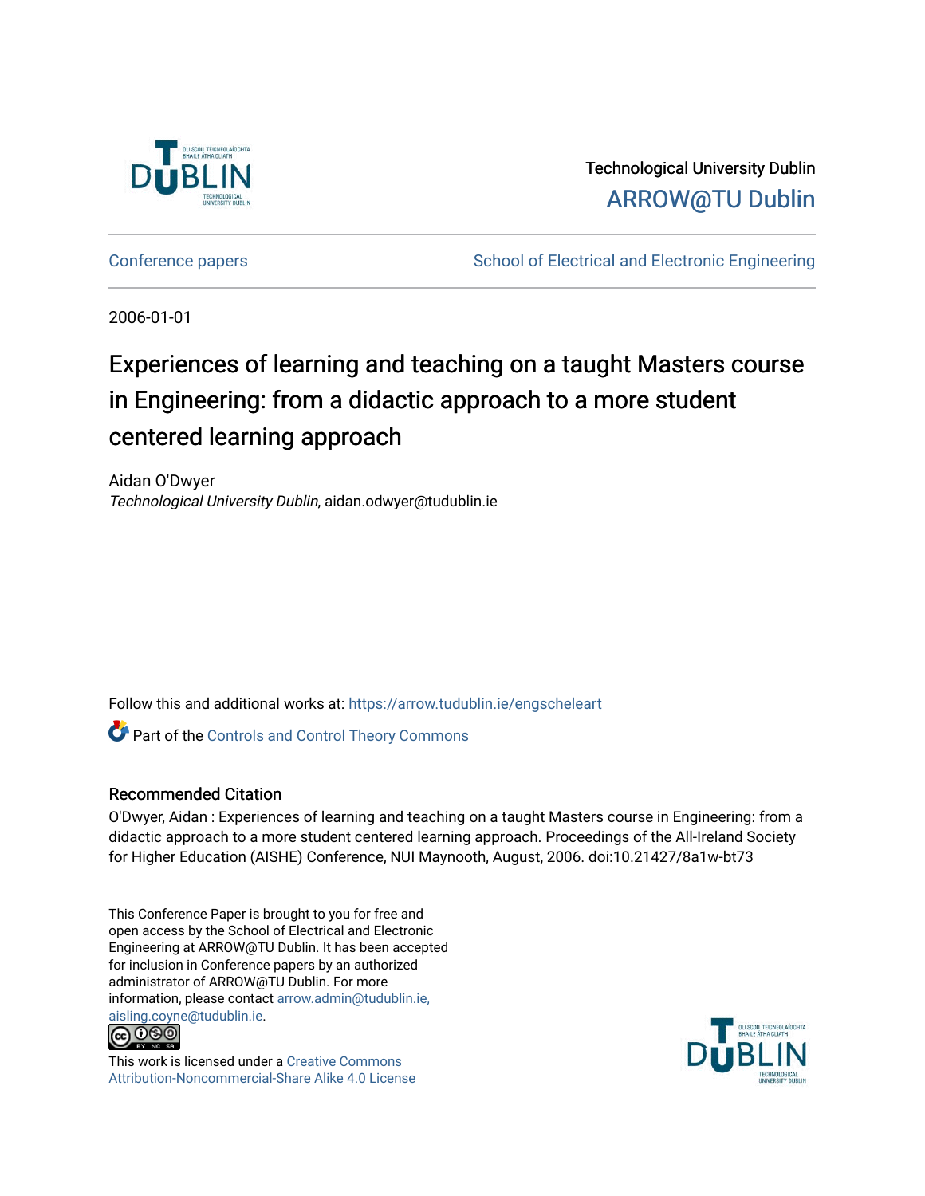Technological University Dublin

ARROW@TU Dublin

Conference papers | School of Electrical and Electronic Engineering
---|---

2006-01-01

# Experiences of learning and teaching on a taught Masters course in Engineering: from a didactic approach to a more student centered learning approach

Aidan O'Dwyer

*Technological University Dublin*, aidan.odwyer@tudublin.ie

Follow this and additional works at: https://arrow.tudublin.ie/engscheleart

Part of the Controls and Control Theory Commons

## Recommended Citation

O'Dwyer, Aidan : Experiences of learning and teaching on a taught Masters course in Engineering: from a didactic approach to a more student centered learning approach. Proceedings of the All-Ireland Society for Higher Education (AISHE) Conference, NUI Maynooth, August, 2006. doi:10.21427/8a1w-bt73

This Conference Paper is brought to you for free and open access by the School of Electrical and Electronic Engineering at ARROW@TU Dublin. It has been accepted for inclusion in Conference papers by an authorized administrator of ARROW@TU Dublin. For more information, please contact arrow.admin@tudublin.ie, aisling.coyne@tudublin.ie.

This work is licensed under a Creative Commons Attribution-Noncommercial-Share Alike 4.0 License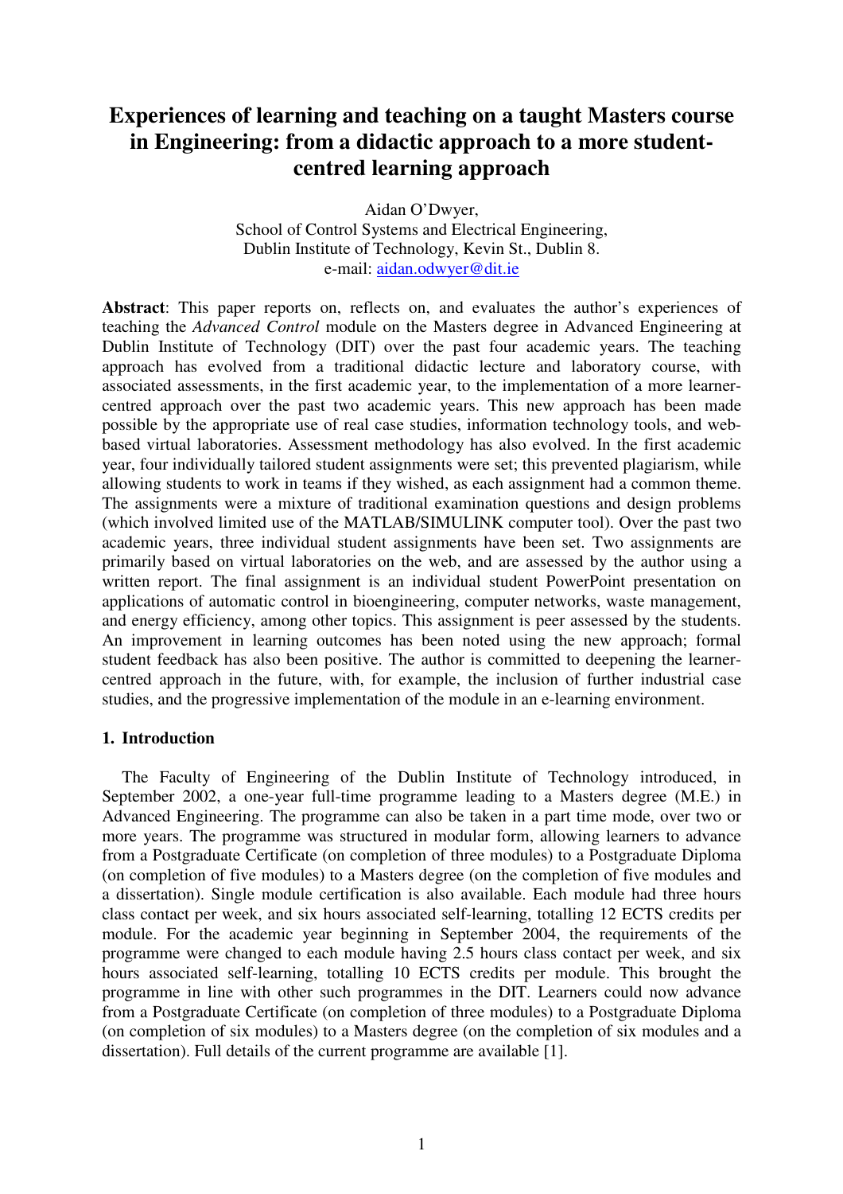# Experiences of learning and teaching on a taught Masters course in Engineering: from a didactic approach to a more student-centred learning approach

Aidan O'Dwyer,
School of Control Systems and Electrical Engineering,
Dublin Institute of Technology, Kevin St., Dublin 8.
e-mail: aidan.odwyer@dit.ie

**Abstract**: This paper reports on, reflects on, and evaluates the author's experiences of teaching the *Advanced Control* module on the Masters degree in Advanced Engineering at Dublin Institute of Technology (DIT) over the past four academic years. The teaching approach has evolved from a traditional didactic lecture and laboratory course, with associated assessments, in the first academic year, to the implementation of a more learner-centred approach over the past two academic years. This new approach has been made possible by the appropriate use of real case studies, information technology tools, and web-based virtual laboratories. Assessment methodology has also evolved. In the first academic year, four individually tailored student assignments were set; this prevented plagiarism, while allowing students to work in teams if they wished, as each assignment had a common theme. The assignments were a mixture of traditional examination questions and design problems (which involved limited use of the MATLAB/SIMULINK computer tool). Over the past two academic years, three individual student assignments have been set. Two assignments are primarily based on virtual laboratories on the web, and are assessed by the author using a written report. The final assignment is an individual student PowerPoint presentation on applications of automatic control in bioengineering, computer networks, waste management, and energy efficiency, among other topics. This assignment is peer assessed by the students. An improvement in learning outcomes has been noted using the new approach; formal student feedback has also been positive. The author is committed to deepening the learner-centred approach in the future, with, for example, the inclusion of further industrial case studies, and the progressive implementation of the module in an e-learning environment.

## 1. Introduction

The Faculty of Engineering of the Dublin Institute of Technology introduced, in September 2002, a one-year full-time programme leading to a Masters degree (M.E.) in Advanced Engineering. The programme can also be taken in a part time mode, over two or more years. The programme was structured in modular form, allowing learners to advance from a Postgraduate Certificate (on completion of three modules) to a Postgraduate Diploma (on completion of five modules) to a Masters degree (on the completion of five modules and a dissertation). Single module certification is also available. Each module had three hours class contact per week, and six hours associated self-learning, totalling 12 ECTS credits per module. For the academic year beginning in September 2004, the requirements of the programme were changed to each module having 2.5 hours class contact per week, and six hours associated self-learning, totalling 10 ECTS credits per module. This brought the programme in line with other such programmes in the DIT. Learners could now advance from a Postgraduate Certificate (on completion of three modules) to a Postgraduate Diploma (on completion of six modules) to a Masters degree (on the completion of six modules and a dissertation). Full details of the current programme are available [1].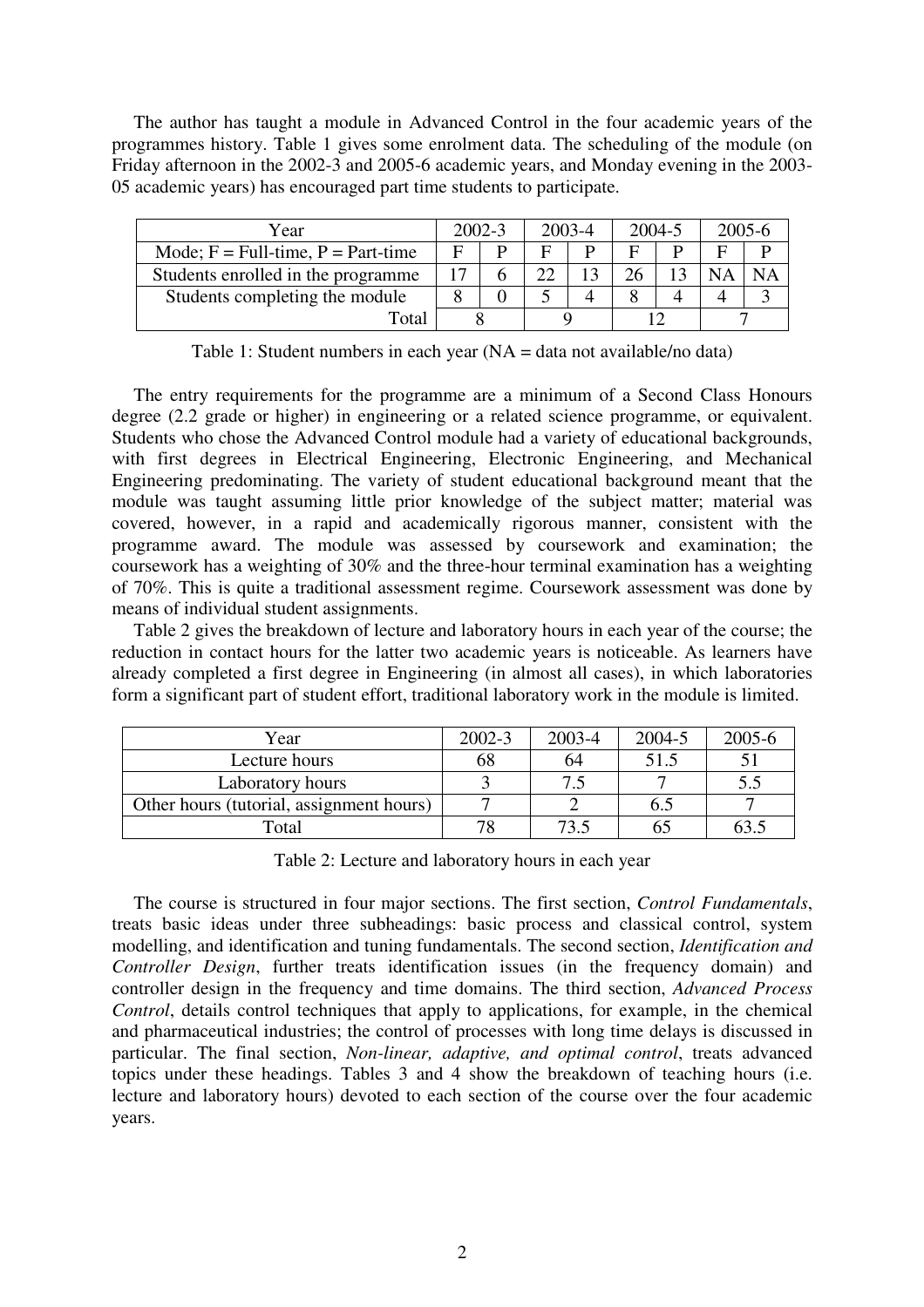The author has taught a module in Advanced Control in the four academic years of the programmes history. Table 1 gives some enrolment data. The scheduling of the module (on Friday afternoon in the 2002-3 and 2005-6 academic years, and Monday evening in the 2003-05 academic years) has encouraged part time students to participate.

| Year | 2002-3 | | 2003-4 | | 2004-5 | | 2005-6 | |
|---|---|---|---|---|---|---|---|---|
| Mode; F = Full-time, P = Part-time | F | P | F | P | F | P | F | P |
| Students enrolled in the programme | 17 | 6 | 22 | 13 | 26 | 13 | NA | NA |
| Students completing the module | 8 | 0 | 5 | 4 | 8 | 4 | 4 | 3 |
| Total | 8 | | 9 | | 12 | | 7 | |

Table 1: Student numbers in each year (NA = data not available/no data)

The entry requirements for the programme are a minimum of a Second Class Honours degree (2.2 grade or higher) in engineering or a related science programme, or equivalent. Students who chose the Advanced Control module had a variety of educational backgrounds, with first degrees in Electrical Engineering, Electronic Engineering, and Mechanical Engineering predominating. The variety of student educational background meant that the module was taught assuming little prior knowledge of the subject matter; material was covered, however, in a rapid and academically rigorous manner, consistent with the programme award. The module was assessed by coursework and examination; the coursework has a weighting of 30% and the three-hour terminal examination has a weighting of 70%. This is quite a traditional assessment regime. Coursework assessment was done by means of individual student assignments.

Table 2 gives the breakdown of lecture and laboratory hours in each year of the course; the reduction in contact hours for the latter two academic years is noticeable. As learners have already completed a first degree in Engineering (in almost all cases), in which laboratories form a significant part of student effort, traditional laboratory work in the module is limited.

| Year | 2002-3 | 2003-4 | 2004-5 | 2005-6 |
|---|---|---|---|---|
| Lecture hours | 68 | 64 | 51.5 | 51 |
| Laboratory hours | 3 | 7.5 | 7 | 5.5 |
| Other hours (tutorial, assignment hours) | 7 | 2 | 6.5 | 7 |
| Total | 78 | 73.5 | 65 | 63.5 |

Table 2: Lecture and laboratory hours in each year

The course is structured in four major sections. The first section, *Control Fundamentals*, treats basic ideas under three subheadings: basic process and classical control, system modelling, and identification and tuning fundamentals. The second section, *Identification and Controller Design*, further treats identification issues (in the frequency domain) and controller design in the frequency and time domains. The third section, *Advanced Process Control*, details control techniques that apply to applications, for example, in the chemical and pharmaceutical industries; the control of processes with long time delays is discussed in particular. The final section, *Non-linear, adaptive, and optimal control*, treats advanced topics under these headings. Tables 3 and 4 show the breakdown of teaching hours (i.e. lecture and laboratory hours) devoted to each section of the course over the four academic years.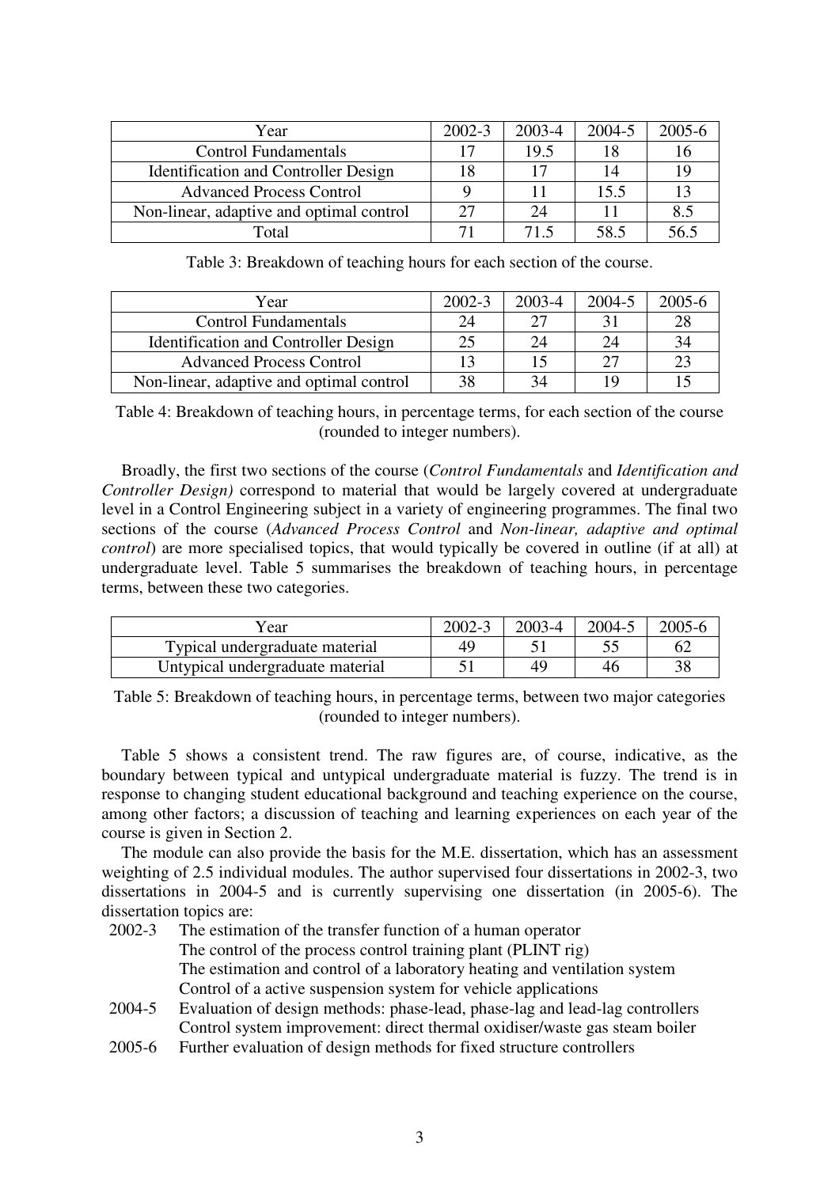| Year | 2002-3 | 2003-4 | 2004-5 | 2005-6 |
|---|---|---|---|---|
| Control Fundamentals | 17 | 19.5 | 18 | 16 |
| Identification and Controller Design | 18 | 17 | 14 | 19 |
| Advanced Process Control | 9 | 11 | 15.5 | 13 |
| Non-linear, adaptive and optimal control | 27 | 24 | 11 | 8.5 |
| Total | 71 | 71.5 | 58.5 | 56.5 |

Table 3: Breakdown of teaching hours for each section of the course.

| Year | 2002-3 | 2003-4 | 2004-5 | 2005-6 |
|---|---|---|---|---|
| Control Fundamentals | 24 | 27 | 31 | 28 |
| Identification and Controller Design | 25 | 24 | 24 | 34 |
| Advanced Process Control | 13 | 15 | 27 | 23 |
| Non-linear, adaptive and optimal control | 38 | 34 | 19 | 15 |

Table 4: Breakdown of teaching hours, in percentage terms, for each section of the course (rounded to integer numbers).

Broadly, the first two sections of the course (*Control Fundamentals* and *Identification and Controller Design)* correspond to material that would be largely covered at undergraduate level in a Control Engineering subject in a variety of engineering programmes. The final two sections of the course (*Advanced Process Control* and *Non-linear, adaptive and optimal control*) are more specialised topics, that would typically be covered in outline (if at all) at undergraduate level. Table 5 summarises the breakdown of teaching hours, in percentage terms, between these two categories.

| Year | 2002-3 | 2003-4 | 2004-5 | 2005-6 |
|---|---|---|---|---|
| Typical undergraduate material | 49 | 51 | 55 | 62 |
| Untypical undergraduate material | 51 | 49 | 46 | 38 |

Table 5: Breakdown of teaching hours, in percentage terms, between two major categories (rounded to integer numbers).

Table 5 shows a consistent trend. The raw figures are, of course, indicative, as the boundary between typical and untypical undergraduate material is fuzzy. The trend is in response to changing student educational background and teaching experience on the course, among other factors; a discussion of teaching and learning experiences on each year of the course is given in Section 2.

The module can also provide the basis for the M.E. dissertation, which has an assessment weighting of 2.5 individual modules. The author supervised four dissertations in 2002-3, two dissertations in 2004-5 and is currently supervising one dissertation (in 2005-6). The dissertation topics are:

2002-3 The estimation of the transfer function of a human operator
The control of the process control training plant (PLINT rig)
The estimation and control of a laboratory heating and ventilation system
Control of a active suspension system for vehicle applications

2004-5 Evaluation of design methods: phase-lead, phase-lag and lead-lag controllers
Control system improvement: direct thermal oxidiser/waste gas steam boiler

2005-6 Further evaluation of design methods for fixed structure controllers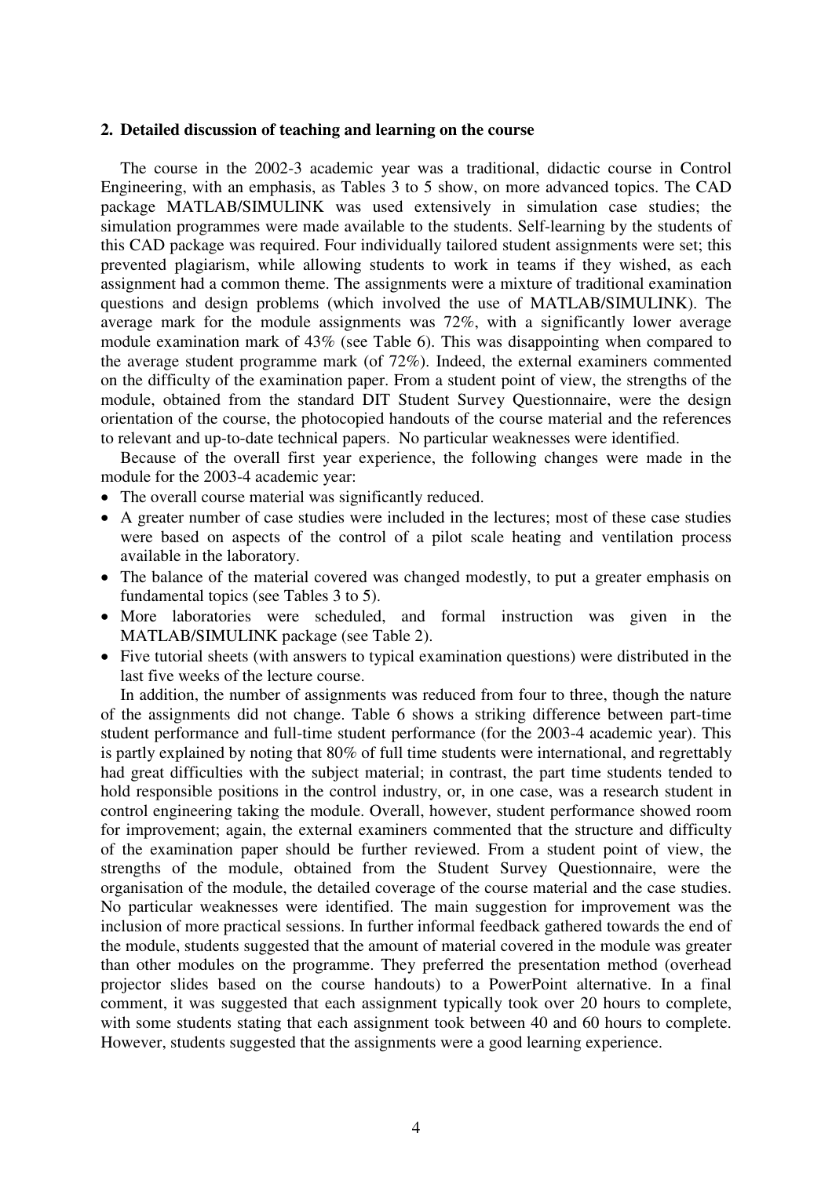## 2. Detailed discussion of teaching and learning on the course

The course in the 2002-3 academic year was a traditional, didactic course in Control Engineering, with an emphasis, as Tables 3 to 5 show, on more advanced topics. The CAD package MATLAB/SIMULINK was used extensively in simulation case studies; the simulation programmes were made available to the students. Self-learning by the students of this CAD package was required. Four individually tailored student assignments were set; this prevented plagiarism, while allowing students to work in teams if they wished, as each assignment had a common theme. The assignments were a mixture of traditional examination questions and design problems (which involved the use of MATLAB/SIMULINK). The average mark for the module assignments was 72%, with a significantly lower average module examination mark of 43% (see Table 6). This was disappointing when compared to the average student programme mark (of 72%). Indeed, the external examiners commented on the difficulty of the examination paper. From a student point of view, the strengths of the module, obtained from the standard DIT Student Survey Questionnaire, were the design orientation of the course, the photocopied handouts of the course material and the references to relevant and up-to-date technical papers. No particular weaknesses were identified.

Because of the overall first year experience, the following changes were made in the module for the 2003-4 academic year:

- The overall course material was significantly reduced.
- A greater number of case studies were included in the lectures; most of these case studies were based on aspects of the control of a pilot scale heating and ventilation process available in the laboratory.
- The balance of the material covered was changed modestly, to put a greater emphasis on fundamental topics (see Tables 3 to 5).
- More laboratories were scheduled, and formal instruction was given in the MATLAB/SIMULINK package (see Table 2).
- Five tutorial sheets (with answers to typical examination questions) were distributed in the last five weeks of the lecture course.

In addition, the number of assignments was reduced from four to three, though the nature of the assignments did not change. Table 6 shows a striking difference between part-time student performance and full-time student performance (for the 2003-4 academic year). This is partly explained by noting that 80% of full time students were international, and regrettably had great difficulties with the subject material; in contrast, the part time students tended to hold responsible positions in the control industry, or, in one case, was a research student in control engineering taking the module. Overall, however, student performance showed room for improvement; again, the external examiners commented that the structure and difficulty of the examination paper should be further reviewed. From a student point of view, the strengths of the module, obtained from the Student Survey Questionnaire, were the organisation of the module, the detailed coverage of the course material and the case studies. No particular weaknesses were identified. The main suggestion for improvement was the inclusion of more practical sessions. In further informal feedback gathered towards the end of the module, students suggested that the amount of material covered in the module was greater than other modules on the programme. They preferred the presentation method (overhead projector slides based on the course handouts) to a PowerPoint alternative. In a final comment, it was suggested that each assignment typically took over 20 hours to complete, with some students stating that each assignment took between 40 and 60 hours to complete. However, students suggested that the assignments were a good learning experience.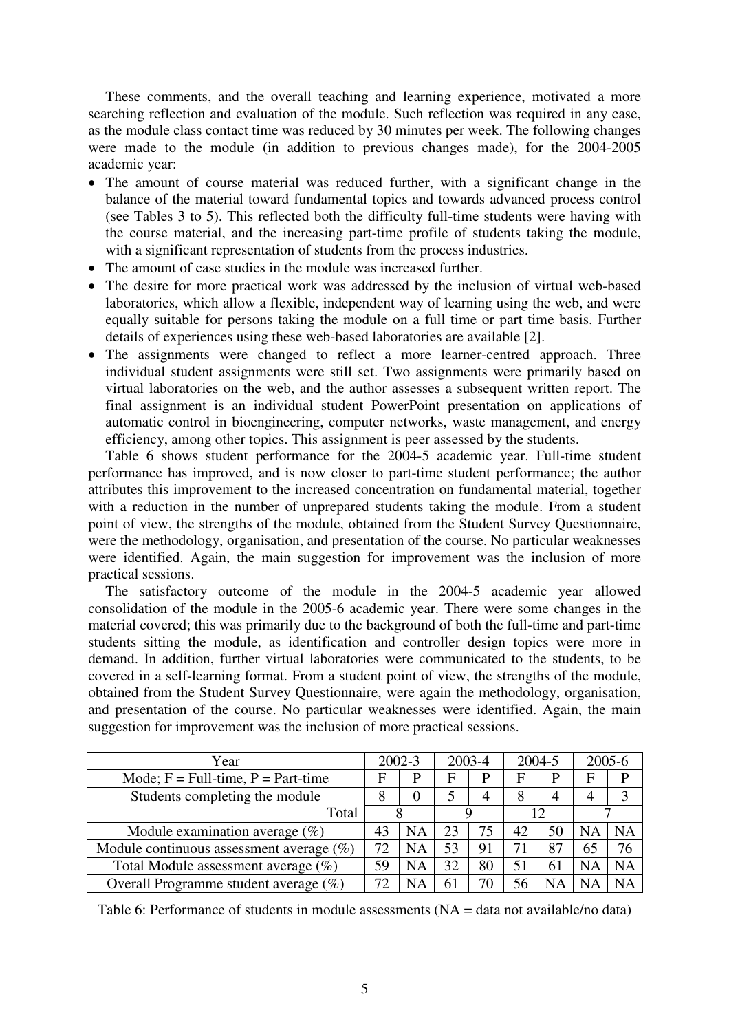These comments, and the overall teaching and learning experience, motivated a more searching reflection and evaluation of the module. Such reflection was required in any case, as the module class contact time was reduced by 30 minutes per week. The following changes were made to the module (in addition to previous changes made), for the 2004-2005 academic year:

- The amount of course material was reduced further, with a significant change in the balance of the material toward fundamental topics and towards advanced process control (see Tables 3 to 5). This reflected both the difficulty full-time students were having with the course material, and the increasing part-time profile of students taking the module, with a significant representation of students from the process industries.
- The amount of case studies in the module was increased further.
- The desire for more practical work was addressed by the inclusion of virtual web-based laboratories, which allow a flexible, independent way of learning using the web, and were equally suitable for persons taking the module on a full time or part time basis. Further details of experiences using these web-based laboratories are available [2].
- The assignments were changed to reflect a more learner-centred approach. Three individual student assignments were still set. Two assignments were primarily based on virtual laboratories on the web, and the author assesses a subsequent written report. The final assignment is an individual student PowerPoint presentation on applications of automatic control in bioengineering, computer networks, waste management, and energy efficiency, among other topics. This assignment is peer assessed by the students.

Table 6 shows student performance for the 2004-5 academic year. Full-time student performance has improved, and is now closer to part-time student performance; the author attributes this improvement to the increased concentration on fundamental material, together with a reduction in the number of unprepared students taking the module. From a student point of view, the strengths of the module, obtained from the Student Survey Questionnaire, were the methodology, organisation, and presentation of the course. No particular weaknesses were identified. Again, the main suggestion for improvement was the inclusion of more practical sessions.

The satisfactory outcome of the module in the 2004-5 academic year allowed consolidation of the module in the 2005-6 academic year. There were some changes in the material covered; this was primarily due to the background of both the full-time and part-time students sitting the module, as identification and controller design topics were more in demand. In addition, further virtual laboratories were communicated to the students, to be covered in a self-learning format. From a student point of view, the strengths of the module, obtained from the Student Survey Questionnaire, were again the methodology, organisation, and presentation of the course. No particular weaknesses were identified. Again, the main suggestion for improvement was the inclusion of more practical sessions.

| Year | 2002-3 | | 2003-4 | | 2004-5 | | 2005-6 | |
|---|---|---|---|---|---|---|---|---|
| Mode; F = Full-time, P = Part-time | F | P | F | P | F | P | F | P |
| Students completing the module | 8 | 0 | 5 | 4 | 8 | 4 | 4 | 3 |
| Total | 8 | | 9 | | 12 | | 7 | |
| Module examination average (%) | 43 | NA | 23 | 75 | 42 | 50 | NA | NA |
| Module continuous assessment average (%) | 72 | NA | 53 | 91 | 71 | 87 | 65 | 76 |
| Total Module assessment average (%) | 59 | NA | 32 | 80 | 51 | 61 | NA | NA |
| Overall Programme student average (%) | 72 | NA | 61 | 70 | 56 | NA | NA | NA |

Table 6: Performance of students in module assessments (NA = data not available/no data)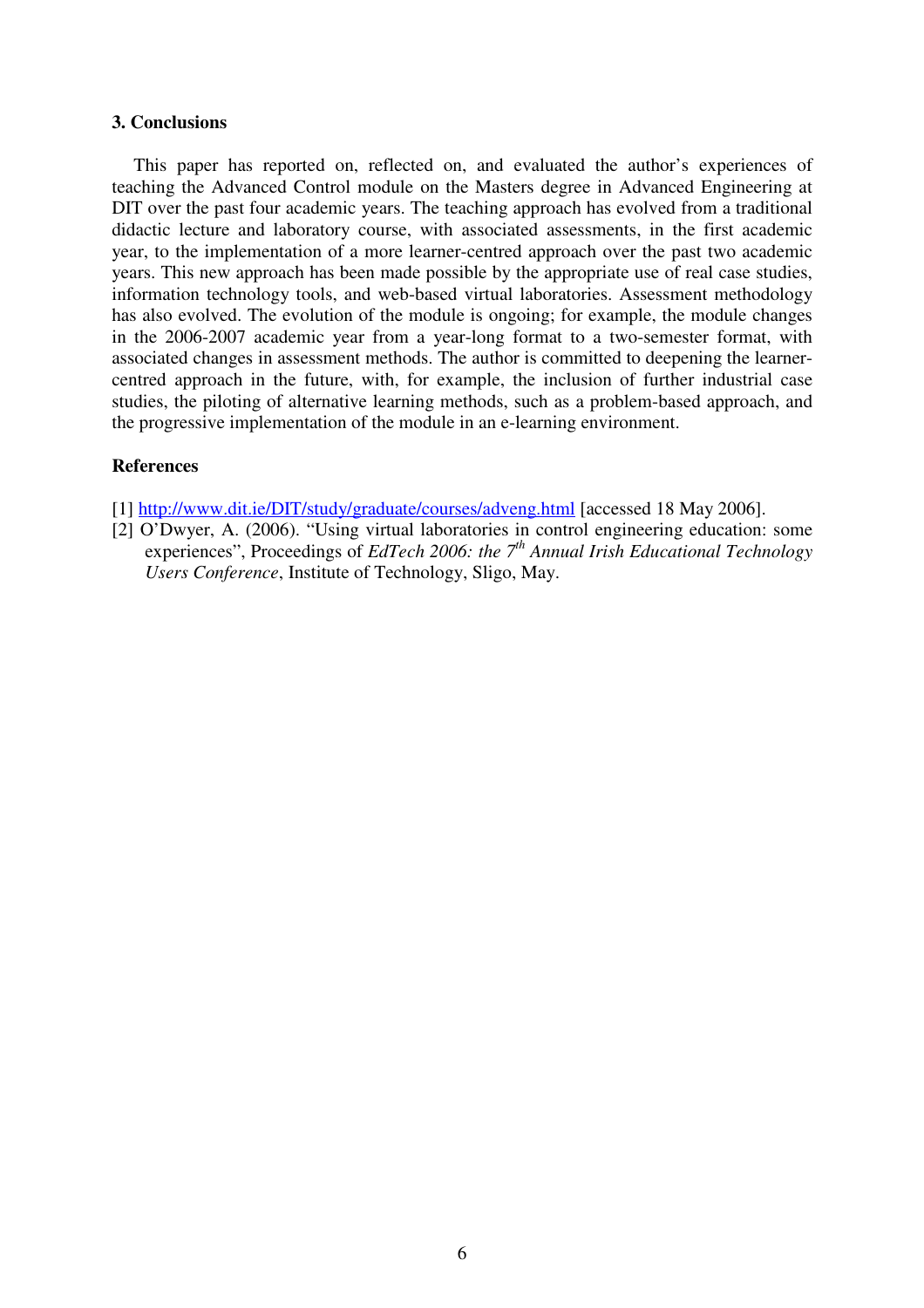### 3. Conclusions

This paper has reported on, reflected on, and evaluated the author's experiences of teaching the Advanced Control module on the Masters degree in Advanced Engineering at DIT over the past four academic years. The teaching approach has evolved from a traditional didactic lecture and laboratory course, with associated assessments, in the first academic year, to the implementation of a more learner-centred approach over the past two academic years. This new approach has been made possible by the appropriate use of real case studies, information technology tools, and web-based virtual laboratories. Assessment methodology has also evolved. The evolution of the module is ongoing; for example, the module changes in the 2006-2007 academic year from a year-long format to a two-semester format, with associated changes in assessment methods. The author is committed to deepening the learner-centred approach in the future, with, for example, the inclusion of further industrial case studies, the piloting of alternative learning methods, such as a problem-based approach, and the progressive implementation of the module in an e-learning environment.

### References

[1] http://www.dit.ie/DIT/study/graduate/courses/adveng.html [accessed 18 May 2006].

[2] O'Dwyer, A. (2006). "Using virtual laboratories in control engineering education: some experiences", Proceedings of *EdTech 2006: the 7th Annual Irish Educational Technology Users Conference*, Institute of Technology, Sligo, May.